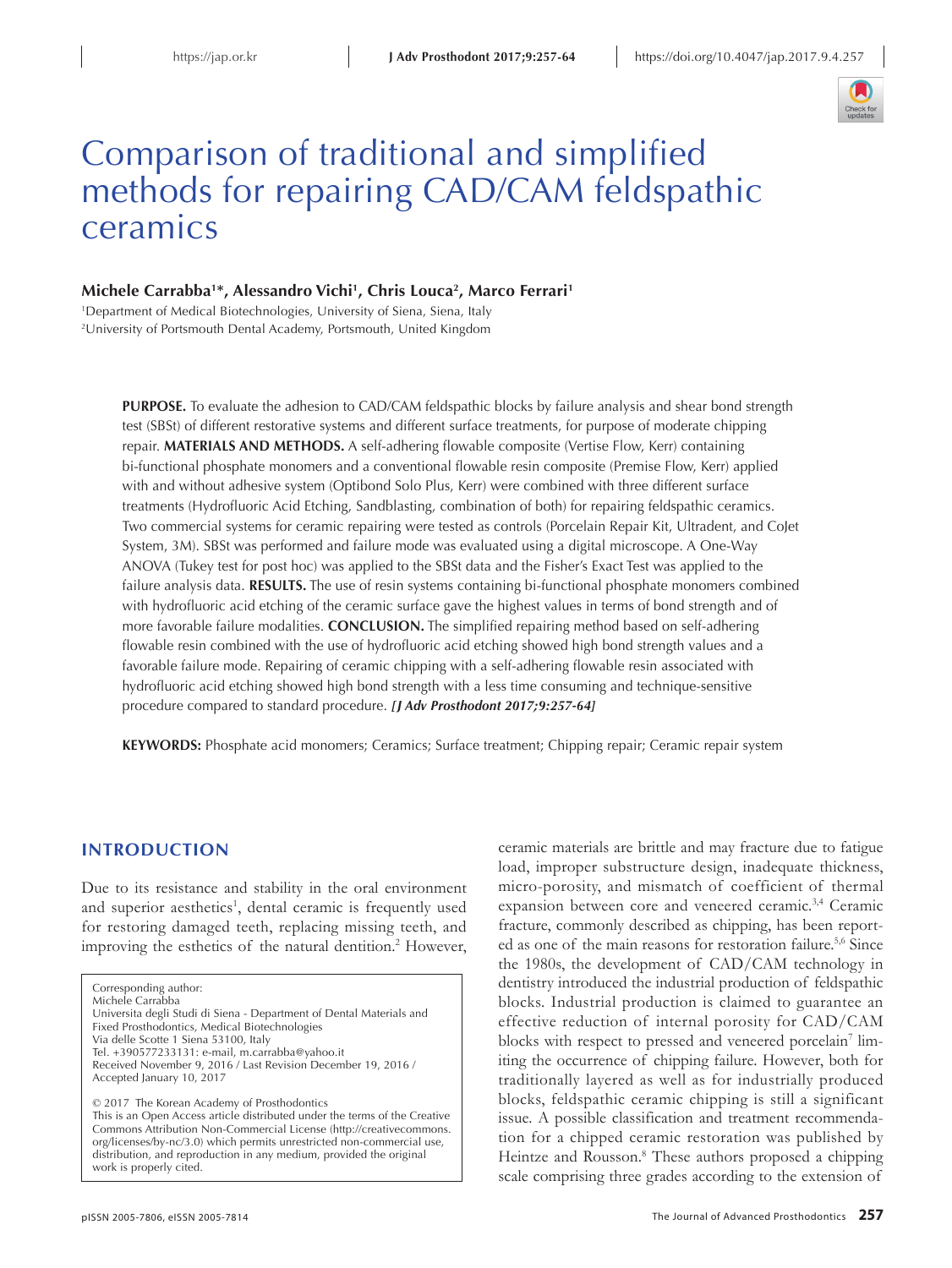# Comparison of traditional and simplified methods for repairing CAD/CAM feldspathic ceramics

**Michele Carrabba[1]*, Alessandro Vichi[1], Chris Louca[2], Marco Ferrari[1]**

[1]Department of Medical Biotechnologies, University of Siena, Siena, Italy
[2]University of Portsmouth Dental Academy, Portsmouth, United Kingdom

**PURPOSE.** To evaluate the adhesion to CAD/CAM feldspathic blocks by failure analysis and shear bond strength test (SBSt) of different restorative systems and different surface treatments, for purpose of moderate chipping repair. **MATERIALS AND METHODS.** A self-adhering flowable composite (Vertise Flow, Kerr) containing bi-functional phosphate monomers and a conventional flowable resin composite (Premise Flow, Kerr) applied with and without adhesive system (Optibond Solo Plus, Kerr) were combined with three different surface treatments (Hydrofluoric Acid Etching, Sandblasting, combination of both) for repairing feldspathic ceramics. Two commercial systems for ceramic repairing were tested as controls (Porcelain Repair Kit, Ultradent, and CoJet System, 3M). SBSt was performed and failure mode was evaluated using a digital microscope. A One-Way ANOVA (Tukey test for post hoc) was applied to the SBSt data and the Fisher's Exact Test was applied to the failure analysis data. **RESULTS.** The use of resin systems containing bi-functional phosphate monomers combined with hydrofluoric acid etching of the ceramic surface gave the highest values in terms of bond strength and of more favorable failure modalities. **CONCLUSION.** The simplified repairing method based on self-adhering flowable resin combined with the use of hydrofluoric acid etching showed high bond strength values and a favorable failure mode. Repairing of ceramic chipping with a self-adhering flowable resin associated with hydrofluoric acid etching showed high bond strength with a less time consuming and technique-sensitive procedure compared to standard procedure. ***[J Adv Prosthodont 2017;9:257-64]***

**KEYWORDS:** Phosphate acid monomers; Ceramics; Surface treatment; Chipping repair; Ceramic repair system

## INTRODUCTION

Due to its resistance and stability in the oral environment and superior aesthetics[1], dental ceramic is frequently used for restoring damaged teeth, replacing missing teeth, and improving the esthetics of the natural dentition.[2] However, ceramic materials are brittle and may fracture due to fatigue load, improper substructure design, inadequate thickness, micro-porosity, and mismatch of coefficient of thermal expansion between core and veneered ceramic.[3,4] Ceramic fracture, commonly described as chipping, has been reported as one of the main reasons for restoration failure.[5,6] Since the 1980s, the development of CAD/CAM technology in dentistry introduced the industrial production of feldspathic blocks. Industrial production is claimed to guarantee an effective reduction of internal porosity for CAD/CAM blocks with respect to pressed and veneered porcelain[7] limiting the occurrence of chipping failure. However, both for traditionally layered as well as for industrially produced blocks, feldspathic ceramic chipping is still a significant issue. A possible classification and treatment recommendation for a chipped ceramic restoration was published by Heintze and Rousson.[8] These authors proposed a chipping scale comprising three grades according to the extension of

Corresponding author:
Michele Carrabba
Universita degli Studi di Siena - Department of Dental Materials and Fixed Prosthodontics, Medical Biotechnologies
Via delle Scotte 1 Siena 53100, Italy
Tel. +390577233131: e-mail, m.carrabba@yahoo.it
Received November 9, 2016 / Last Revision December 19, 2016 / Accepted January 10, 2017

© 2017 The Korean Academy of Prosthodontics
This is an Open Access article distributed under the terms of the Creative Commons Attribution Non-Commercial License (http://creativecommons.org/licenses/by-nc/3.0) which permits unrestricted non-commercial use, distribution, and reproduction in any medium, provided the original work is properly cited.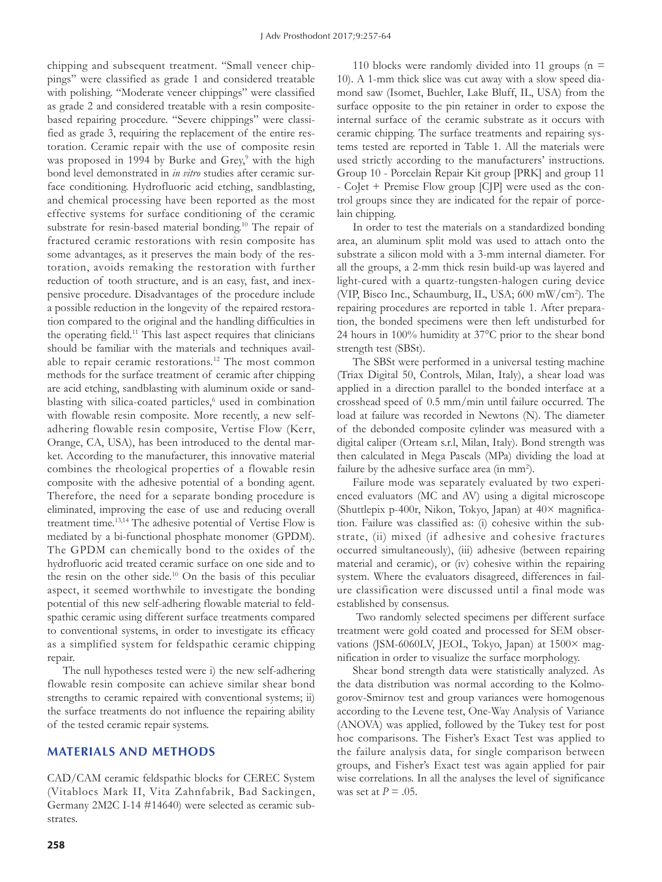chipping and subsequent treatment. "Small veneer chippings" were classified as grade 1 and considered treatable with polishing. "Moderate veneer chippings" were classified as grade 2 and considered treatable with a resin composite-based repairing procedure. "Severe chippings" were classified as grade 3, requiring the replacement of the entire restoration. Ceramic repair with the use of composite resin was proposed in 1994 by Burke and Grey,[9] with the high bond level demonstrated in *in vitro* studies after ceramic surface conditioning. Hydrofluoric acid etching, sandblasting, and chemical processing have been reported as the most effective systems for surface conditioning of the ceramic substrate for resin-based material bonding.[10] The repair of fractured ceramic restorations with resin composite has some advantages, as it preserves the main body of the restoration, avoids remaking the restoration with further reduction of tooth structure, and is an easy, fast, and inexpensive procedure. Disadvantages of the procedure include a possible reduction in the longevity of the repaired restoration compared to the original and the handling difficulties in the operating field.[11] This last aspect requires that clinicians should be familiar with the materials and techniques available to repair ceramic restorations.[12] The most common methods for the surface treatment of ceramic after chipping are acid etching, sandblasting with aluminum oxide or sandblasting with silica-coated particles,[6] used in combination with flowable resin composite. More recently, a new self-adhering flowable resin composite, Vertise Flow (Kerr, Orange, CA, USA), has been introduced to the dental market. According to the manufacturer, this innovative material combines the rheological properties of a flowable resin composite with the adhesive potential of a bonding agent. Therefore, the need for a separate bonding procedure is eliminated, improving the ease of use and reducing overall treatment time.[13,14] The adhesive potential of Vertise Flow is mediated by a bi-functional phosphate monomer (GPDM). The GPDM can chemically bond to the oxides of the hydrofluoric acid treated ceramic surface on one side and to the resin on the other side.[10] On the basis of this peculiar aspect, it seemed worthwhile to investigate the bonding potential of this new self-adhering flowable material to feldspathic ceramic using different surface treatments compared to conventional systems, in order to investigate its efficacy as a simplified system for feldspathic ceramic chipping repair.

The null hypotheses tested were i) the new self-adhering flowable resin composite can achieve similar shear bond strengths to ceramic repaired with conventional systems; ii) the surface treatments do not influence the repairing ability of the tested ceramic repair systems.

## MATERIALS AND METHODS

CAD/CAM ceramic feldspathic blocks for CEREC System (Vitablocs Mark II, Vita Zahnfabrik, Bad Sackingen, Germany 2M2C I-14 #14640) were selected as ceramic substrates.

110 blocks were randomly divided into 11 groups (n = 10). A 1-mm thick slice was cut away with a slow speed diamond saw (Isomet, Buehler, Lake Bluff, IL, USA) from the surface opposite to the pin retainer in order to expose the internal surface of the ceramic substrate as it occurs with ceramic chipping. The surface treatments and repairing systems tested are reported in Table 1. All the materials were used strictly according to the manufacturers' instructions. Group 10 - Porcelain Repair Kit group [PRK] and group 11 - CoJet + Premise Flow group [CJP] were used as the control groups since they are indicated for the repair of porcelain chipping.

In order to test the materials on a standardized bonding area, an aluminum split mold was used to attach onto the substrate a silicon mold with a 3-mm internal diameter. For all the groups, a 2-mm thick resin build-up was layered and light-cured with a quartz-tungsten-halogen curing device (VIP, Bisco Inc., Schaumburg, IL, USA; 600 mW/cm$^2$). The repairing procedures are reported in table 1. After preparation, the bonded specimens were then left undisturbed for 24 hours in 100% humidity at 37°C prior to the shear bond strength test (SBSt).

The SBSt were performed in a universal testing machine (Triax Digital 50, Controls, Milan, Italy), a shear load was applied in a direction parallel to the bonded interface at a crosshead speed of 0.5 mm/min until failure occurred. The load at failure was recorded in Newtons (N). The diameter of the debonded composite cylinder was measured with a digital caliper (Orteam s.r.l, Milan, Italy). Bond strength was then calculated in Mega Pascals (MPa) dividing the load at failure by the adhesive surface area (in mm$^2$).

Failure mode was separately evaluated by two experienced evaluators (MC and AV) using a digital microscope (Shuttlepix p-400r, Nikon, Tokyo, Japan) at 40× magnification. Failure was classified as: (i) cohesive within the substrate, (ii) mixed (if adhesive and cohesive fractures occurred simultaneously), (iii) adhesive (between repairing material and ceramic), or (iv) cohesive within the repairing system. Where the evaluators disagreed, differences in failure classification were discussed until a final mode was established by consensus.

Two randomly selected specimens per different surface treatment were gold coated and processed for SEM observations (JSM-6060LV, JEOL, Tokyo, Japan) at 1500× magnification in order to visualize the surface morphology.

Shear bond strength data were statistically analyzed. As the data distribution was normal according to the Kolmogorov-Smirnov test and group variances were homogenous according to the Levene test, One-Way Analysis of Variance (ANOVA) was applied, followed by the Tukey test for post hoc comparisons. The Fisher's Exact Test was applied to the failure analysis data, for single comparison between groups, and Fisher's Exact test was again applied for pair wise correlations. In all the analyses the level of significance was set at $P = .05$.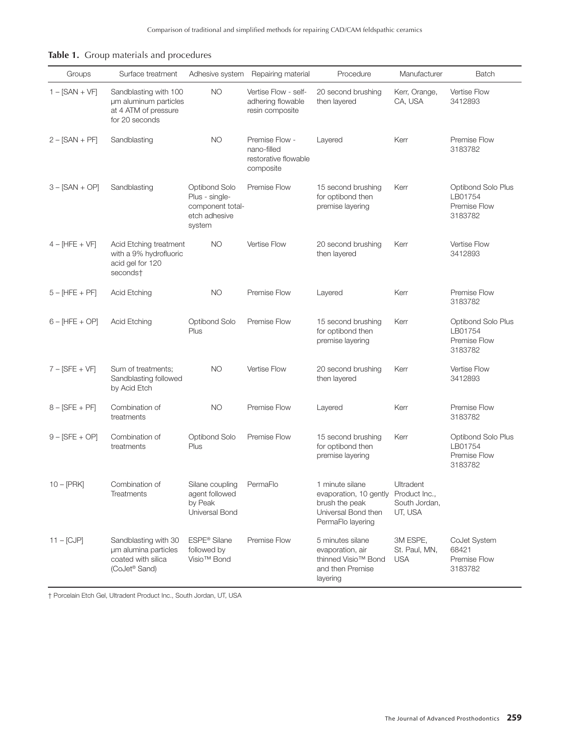**Table 1.** Group materials and procedures

| Groups | Surface treatment | Adhesive system | Repairing material | Procedure | Manufacturer | Batch |
|---|---|---|---|---|---|---|
| 1 – [SAN + VF] | Sandblasting with 100 µm aluminum particles at 4 ATM of pressure for 20 seconds | NO | Vertise Flow - self-adhering flowable resin composite | 20 second brushing then layered | Kerr, Orange, CA, USA | Vertise Flow 3412893 |
| 2 – [SAN + PF] | Sandblasting | NO | Premise Flow - nano-filled restorative flowable composite | Layered | Kerr | Premise Flow 3183782 |
| 3 – [SAN + OP] | Sandblasting | Optibond Solo Plus - single-component total-etch adhesive system | Premise Flow | 15 second brushing for optibond then premise layering | Kerr | Optibond Solo Plus LB01754 Premise Flow 3183782 |
| 4 – [HFE + VF] | Acid Etching treatment with a 9% hydrofluoric acid gel for 120 seconds† | NO | Vertise Flow | 20 second brushing then layered | Kerr | Vertise Flow 3412893 |
| 5 – [HFE + PF] | Acid Etching | NO | Premise Flow | Layered | Kerr | Premise Flow 3183782 |
| 6 – [HFE + OP] | Acid Etching | Optibond Solo Plus | Premise Flow | 15 second brushing for optibond then premise layering | Kerr | Optibond Solo Plus LB01754 Premise Flow 3183782 |
| 7 – [SFE + VF] | Sum of treatments; Sandblasting followed by Acid Etch | NO | Vertise Flow | 20 second brushing then layered | Kerr | Vertise Flow 3412893 |
| 8 – [SFE + PF] | Combination of treatments | NO | Premise Flow | Layered | Kerr | Premise Flow 3183782 |
| 9 – [SFE + OP] | Combination of treatments | Optibond Solo Plus | Premise Flow | 15 second brushing for optibond then premise layering | Kerr | Optibond Solo Plus LB01754 Premise Flow 3183782 |
| 10 – [PRK] | Combination of Treatments | Silane coupling agent followed by Peak Universal Bond | PermaFlo | 1 minute silane evaporation, 10 gently brush the peak Universal Bond then PermaFlo layering | Ultradent Product Inc., South Jordan, UT, USA | |
| 11 – [CJP] | Sandblasting with 30 µm alumina particles coated with silica (CoJet® Sand) | ESPE® Silane followed by Visio™ Bond | Premise Flow | 5 minutes silane evaporation, air thinned Visio™ Bond and then Premise layering | 3M ESPE, St. Paul, MN, USA | CoJet System 68421 Premise Flow 3183782 |

† Porcelain Etch Gel, Ultradent Product Inc., South Jordan, UT, USA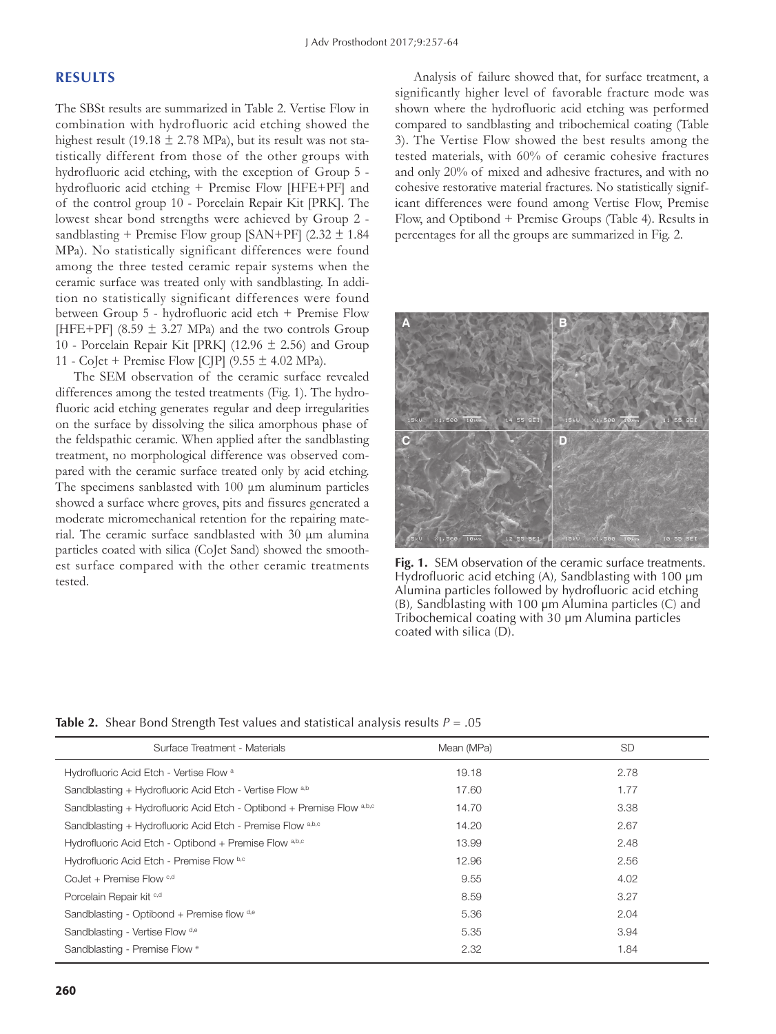## RESULTS

The SBSt results are summarized in Table 2. Vertise Flow in combination with hydrofluoric acid etching showed the highest result (19.18 ± 2.78 MPa), but its result was not statistically different from those of the other groups with hydrofluoric acid etching, with the exception of Group 5 - hydrofluoric acid etching + Premise Flow [HFE+PF] and of the control group 10 - Porcelain Repair Kit [PRK]. The lowest shear bond strengths were achieved by Group 2 - sandblasting + Premise Flow group [SAN+PF] (2.32 ± 1.84 MPa). No statistically significant differences were found among the three tested ceramic repair systems when the ceramic surface was treated only with sandblasting. In addition no statistically significant differences were found between Group 5 - hydrofluoric acid etch + Premise Flow [HFE+PF] (8.59 ± 3.27 MPa) and the two controls Group 10 - Porcelain Repair Kit [PRK] (12.96 ± 2.56) and Group 11 - CoJet + Premise Flow [CJP] (9.55 ± 4.02 MPa).

The SEM observation of the ceramic surface revealed differences among the tested treatments (Fig. 1). The hydrofluoric acid etching generates regular and deep irregularities on the surface by dissolving the silica amorphous phase of the feldspathic ceramic. When applied after the sandblasting treatment, no morphological difference was observed compared with the ceramic surface treated only by acid etching. The specimens sanblasted with 100 µm aluminum particles showed a surface where groves, pits and fissures generated a moderate micromechanical retention for the repairing material. The ceramic surface sandblasted with 30 µm alumina particles coated with silica (CoJet Sand) showed the smoothest surface compared with the other ceramic treatments tested.

Analysis of failure showed that, for surface treatment, a significantly higher level of favorable fracture mode was shown where the hydrofluoric acid etching was performed compared to sandblasting and tribochemical coating (Table 3). The Vertise Flow showed the best results among the tested materials, with 60% of ceramic cohesive fractures and only 20% of mixed and adhesive fractures, and with no cohesive restorative material fractures. No statistically significant differences were found among Vertise Flow, Premise Flow, and Optibond + Premise Groups (Table 4). Results in percentages for all the groups are summarized in Fig. 2.

**Fig. 1.** SEM observation of the ceramic surface treatments. Hydrofluoric acid etching (A), Sandblasting with 100 µm Alumina particles followed by hydrofluoric acid etching (B), Sandblasting with 100 µm Alumina particles (C) and Tribochemical coating with 30 µm Alumina particles coated with silica (D).

**Table 2.** Shear Bond Strength Test values and statistical analysis results $P = .05$

| Surface Treatment - Materials | Mean (MPa) | SD |
|---|---|---|
| Hydrofluoric Acid Etch - Vertise Flow [a] | 19.18 | 2.78 |
| Sandblasting + Hydrofluoric Acid Etch - Vertise Flow [a,b] | 17.60 | 1.77 |
| Sandblasting + Hydrofluoric Acid Etch - Optibond + Premise Flow [a,b,c] | 14.70 | 3.38 |
| Sandblasting + Hydrofluoric Acid Etch - Premise Flow [a,b,c] | 14.20 | 2.67 |
| Hydrofluoric Acid Etch - Optibond + Premise Flow [a,b,c] | 13.99 | 2.48 |
| Hydrofluoric Acid Etch - Premise Flow [b,c] | 12.96 | 2.56 |
| CoJet + Premise Flow [c,d] | 9.55 | 4.02 |
| Porcelain Repair kit [c,d] | 8.59 | 3.27 |
| Sandblasting - Optibond + Premise flow [d,e] | 5.36 | 2.04 |
| Sandblasting - Vertise Flow [d,e] | 5.35 | 3.94 |
| Sandblasting - Premise Flow [e] | 2.32 | 1.84 |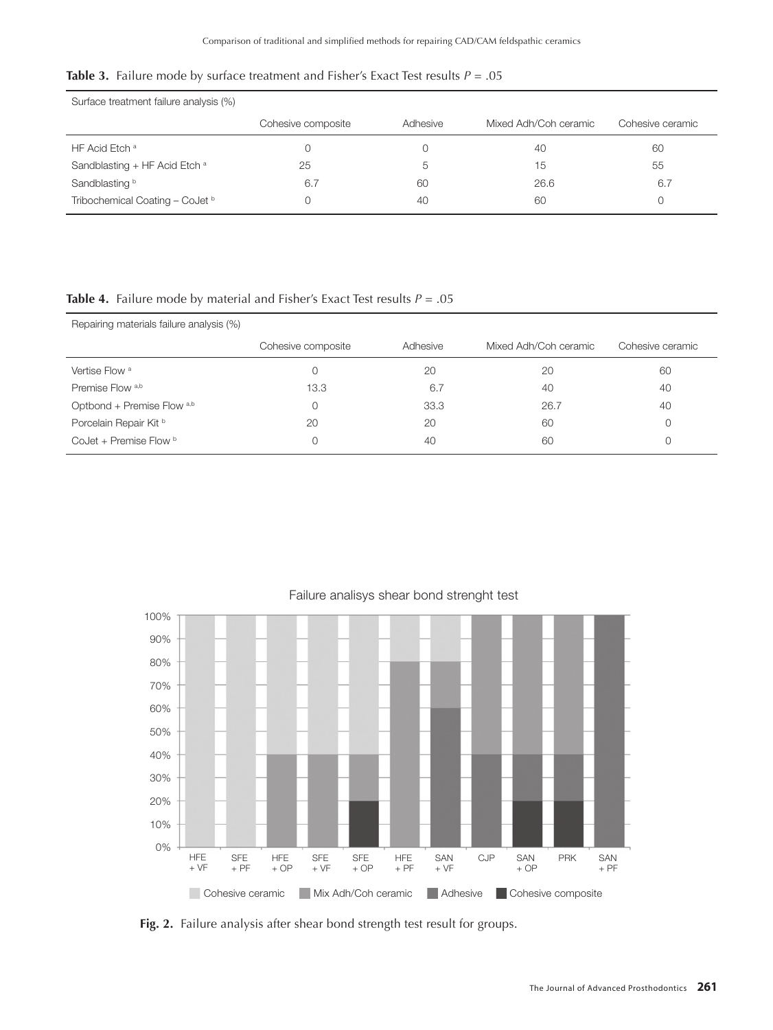**Table 3.** Failure mode by surface treatment and Fisher's Exact Test results $P = .05$

| Surface treatment failure analysis (%) | | | | |
|---|---|---|---|---|
| | Cohesive composite | Adhesive | Mixed Adh/Coh ceramic | Cohesive ceramic |
| HF Acid Etch [a] | 0 | 0 | 40 | 60 |
| Sandblasting + HF Acid Etch [a] | 25 | 5 | 15 | 55 |
| Sandblasting [b] | 6.7 | 60 | 26.6 | 6.7 |
| Tribochemical Coating – CoJet [b] | 0 | 40 | 60 | 0 |

**Table 4.** Failure mode by material and Fisher's Exact Test results $P = .05$

| Repairing materials failure analysis (%) | | | | |
|---|---|---|---|---|
| | Cohesive composite | Adhesive | Mixed Adh/Coh ceramic | Cohesive ceramic |
| Vertise Flow [a] | 0 | 20 | 20 | 60 |
| Premise Flow [a,b] | 13.3 | 6.7 | 40 | 40 |
| Optbond + Premise Flow [a,b] | 0 | 33.3 | 26.7 | 40 |
| Porcelain Repair Kit [b] | 20 | 20 | 60 | 0 |
| CoJet + Premise Flow [b] | 0 | 40 | 60 | 0 |

**Fig. 2.** Failure analysis after shear bond strength test result for groups.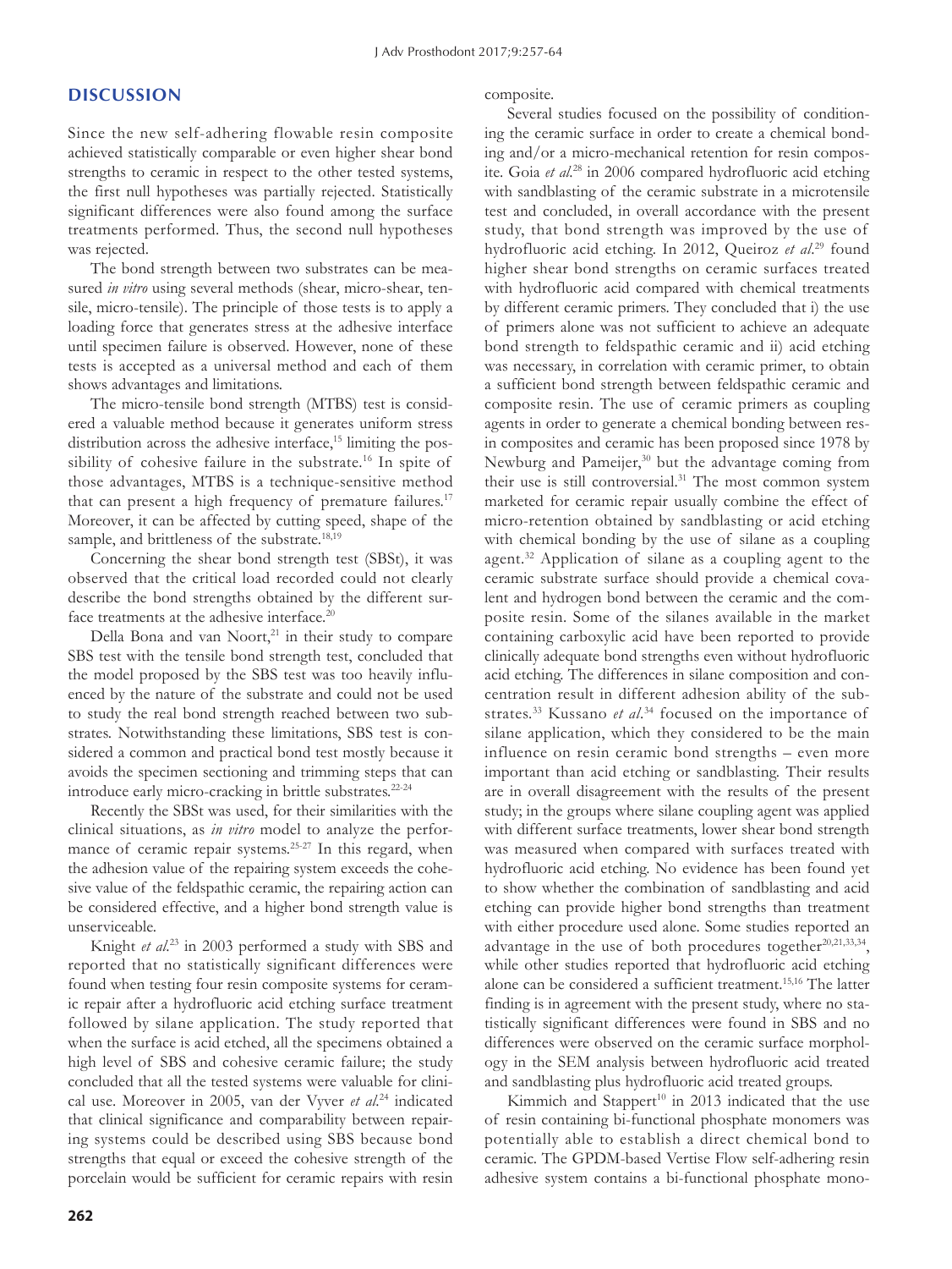## DISCUSSION

Since the new self-adhering flowable resin composite achieved statistically comparable or even higher shear bond strengths to ceramic in respect to the other tested systems, the first null hypotheses was partially rejected. Statistically significant differences were also found among the surface treatments performed. Thus, the second null hypotheses was rejected.

The bond strength between two substrates can be measured *in vitro* using several methods (shear, micro-shear, tensile, micro-tensile). The principle of those tests is to apply a loading force that generates stress at the adhesive interface until specimen failure is observed. However, none of these tests is accepted as a universal method and each of them shows advantages and limitations.

The micro-tensile bond strength (MTBS) test is considered a valuable method because it generates uniform stress distribution across the adhesive interface,[15] limiting the possibility of cohesive failure in the substrate.[16] In spite of those advantages, MTBS is a technique-sensitive method that can present a high frequency of premature failures.[17] Moreover, it can be affected by cutting speed, shape of the sample, and brittleness of the substrate.[18,19]

Concerning the shear bond strength test (SBSt), it was observed that the critical load recorded could not clearly describe the bond strengths obtained by the different surface treatments at the adhesive interface.[20]

Della Bona and van Noort,[21] in their study to compare SBS test with the tensile bond strength test, concluded that the model proposed by the SBS test was too heavily influenced by the nature of the substrate and could not be used to study the real bond strength reached between two substrates. Notwithstanding these limitations, SBS test is considered a common and practical bond test mostly because it avoids the specimen sectioning and trimming steps that can introduce early micro-cracking in brittle substrates.[22-24]

Recently the SBSt was used, for their similarities with the clinical situations, as *in vitro* model to analyze the performance of ceramic repair systems.[25-27] In this regard, when the adhesion value of the repairing system exceeds the cohesive value of the feldspathic ceramic, the repairing action can be considered effective, and a higher bond strength value is unserviceable.

Knight *et al.*[23] in 2003 performed a study with SBS and reported that no statistically significant differences were found when testing four resin composite systems for ceramic repair after a hydrofluoric acid etching surface treatment followed by silane application. The study reported that when the surface is acid etched, all the specimens obtained a high level of SBS and cohesive ceramic failure; the study concluded that all the tested systems were valuable for clinical use. Moreover in 2005, van der Vyver *et al.*[24] indicated that clinical significance and comparability between repairing systems could be described using SBS because bond strengths that equal or exceed the cohesive strength of the porcelain would be sufficient for ceramic repairs with resin composite.

Several studies focused on the possibility of conditioning the ceramic surface in order to create a chemical bonding and/or a micro-mechanical retention for resin composite. Goia *et al.*[28] in 2006 compared hydrofluoric acid etching with sandblasting of the ceramic substrate in a microtensile test and concluded, in overall accordance with the present study, that bond strength was improved by the use of hydrofluoric acid etching. In 2012, Queiroz *et al.*[29] found higher shear bond strengths on ceramic surfaces treated with hydrofluoric acid compared with chemical treatments by different ceramic primers. They concluded that i) the use of primers alone was not sufficient to achieve an adequate bond strength to feldspathic ceramic and ii) acid etching was necessary, in correlation with ceramic primer, to obtain a sufficient bond strength between feldspathic ceramic and composite resin. The use of ceramic primers as coupling agents in order to generate a chemical bonding between resin composites and ceramic has been proposed since 1978 by Newburg and Pameijer,[30] but the advantage coming from their use is still controversial.[31] The most common system marketed for ceramic repair usually combine the effect of micro-retention obtained by sandblasting or acid etching with chemical bonding by the use of silane as a coupling agent.[32] Application of silane as a coupling agent to the ceramic substrate surface should provide a chemical covalent and hydrogen bond between the ceramic and the composite resin. Some of the silanes available in the market containing carboxylic acid have been reported to provide clinically adequate bond strengths even without hydrofluoric acid etching. The differences in silane composition and concentration result in different adhesion ability of the substrates.[33] Kussano *et al.*[34] focused on the importance of silane application, which they considered to be the main influence on resin ceramic bond strengths – even more important than acid etching or sandblasting. Their results are in overall disagreement with the results of the present study; in the groups where silane coupling agent was applied with different surface treatments, lower shear bond strength was measured when compared with surfaces treated with hydrofluoric acid etching. No evidence has been found yet to show whether the combination of sandblasting and acid etching can provide higher bond strengths than treatment with either procedure used alone. Some studies reported an advantage in the use of both procedures together[20,21,33,34], while other studies reported that hydrofluoric acid etching alone can be considered a sufficient treatment.[15,16] The latter finding is in agreement with the present study, where no statistically significant differences were found in SBS and no differences were observed on the ceramic surface morphology in the SEM analysis between hydrofluoric acid treated and sandblasting plus hydrofluoric acid treated groups.

Kimmich and Stappert[10] in 2013 indicated that the use of resin containing bi-functional phosphate monomers was potentially able to establish a direct chemical bond to ceramic. The GPDM-based Vertise Flow self-adhering resin adhesive system contains a bi-functional phosphate mono-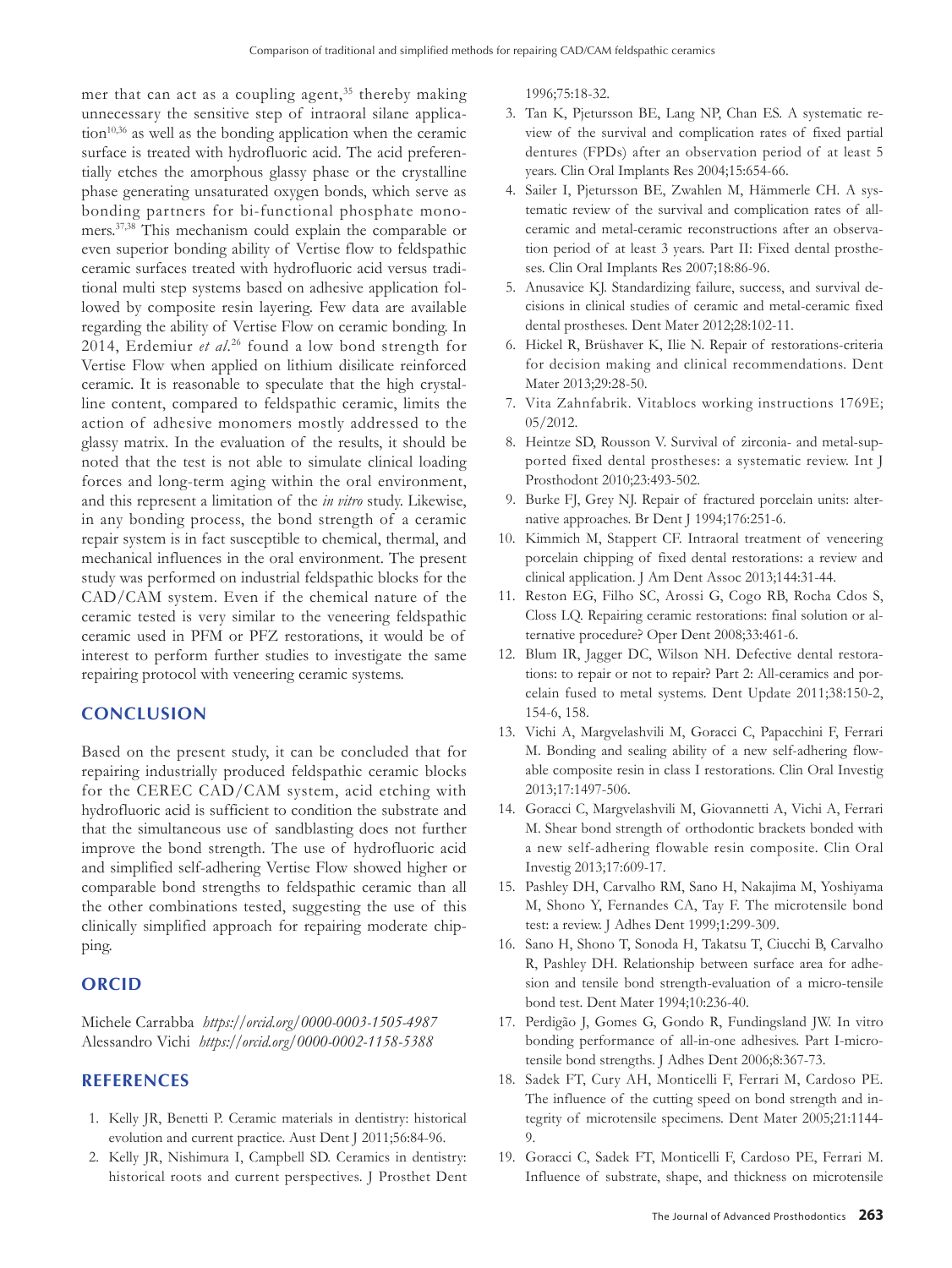mer that can act as a coupling agent,[35] thereby making unnecessary the sensitive step of intraoral silane application[10,36] as well as the bonding application when the ceramic surface is treated with hydrofluoric acid. The acid preferentially etches the amorphous glassy oxygen phase or the crystalline phase generating unsaturated oxygen bonds, which serve as bonding partners for bi-functional phosphate monomers.[37,38] This mechanism could explain the comparable or even superior bonding ability of Vertise flow to feldspathic ceramic surfaces treated with hydrofluoric acid versus traditional multi step systems based on adhesive application followed by composite resin layering. Few data are available regarding the ability of Vertise Flow on ceramic bonding. In 2014, Erdemiur *et al.*[26] found a low bond strength for Vertise Flow when applied on lithium disilicate reinforced ceramic. It is reasonable to speculate that the high crystalline content, compared to feldspathic ceramic, limits the action of adhesive monomers mostly addressed to the glassy matrix. In the evaluation of the results, it should be noted that the test is not able to simulate clinical loading forces and long-term aging within the oral environment, and this represent a limitation of the *in vitro* study. Likewise, in any bonding process, the bond strength of a ceramic repair system is in fact susceptible to chemical, thermal, and mechanical influences in the oral environment. The present study was performed on industrial feldspathic blocks for the CAD/CAM system. Even if the chemical nature of the ceramic tested is very similar to the veneering feldspathic ceramic used in PFM or PFZ restorations, it would be of interest to perform further studies to investigate the same repairing protocol with veneering ceramic systems.

## CONCLUSION

Based on the present study, it can be concluded that for repairing industrially produced feldspathic ceramic blocks for the CEREC CAD/CAM system, acid etching with hydrofluoric acid is sufficient to condition the substrate and that the simultaneous use of sandblasting does not further improve the bond strength. The use of hydrofluoric acid and simplified self-adhering Vertise Flow showed higher or comparable bond strengths to feldspathic ceramic than all the other combinations tested, suggesting the use of this clinically simplified approach for repairing moderate chipping.

## ORCID

Michele Carrabba *https://orcid.org/0000-0003-1505-4987*
Alessandro Vichi *https://orcid.org/0000-0002-1158-5388*

## REFERENCES

1. Kelly JR, Benetti P. Ceramic materials in dentistry: historical evolution and current practice. Aust Dent J 2011;56:84-96.
2. Kelly JR, Nishimura I, Campbell SD. Ceramics in dentistry: historical roots and current perspectives. J Prosthet Dent 1996;75:18-32.
3. Tan K, Pjetursson BE, Lang NP, Chan ES. A systematic review of the survival and complication rates of fixed partial dentures (FPDs) after an observation period of at least 5 years. Clin Oral Implants Res 2004;15:654-66.
4. Sailer I, Pjetursson BE, Zwahlen M, Hämmerle CH. A systematic review of the survival and complication rates of all-ceramic and metal-ceramic reconstructions after an observation period of at least 3 years. Part II: Fixed dental prostheses. Clin Oral Implants Res 2007;18:86-96.
5. Anusavice KJ. Standardizing failure, success, and survival decisions in clinical studies of ceramic and metal-ceramic fixed dental prostheses. Dent Mater 2012;28:102-11.
6. Hickel R, Brüshaver K, Ilie N. Repair of restorations-criteria for decision making and clinical recommendations. Dent Mater 2013;29:28-50.
7. Vita Zahnfabrik. Vitablocs working instructions 1769E; 05/2012.
8. Heintze SD, Rousson V. Survival of zirconia- and metal-supported fixed dental prostheses: a systematic review. Int J Prosthodont 2010;23:493-502.
9. Burke FJ, Grey NJ. Repair of fractured porcelain units: alternative approaches. Br Dent J 1994;176:251-6.
10. Kimmich M, Stappert CF. Intraoral treatment of veneering porcelain chipping of fixed dental restorations: a review and clinical application. J Am Dent Assoc 2013;144:31-44.
11. Reston EG, Filho SC, Arossi G, Cogo RB, Rocha Cdos S, Closs LQ. Repairing ceramic restorations: final solution or alternative procedure? Oper Dent 2008;33:461-6.
12. Blum IR, Jagger DC, Wilson NH. Defective dental restorations: to repair or not to repair? Part 2: All-ceramics and porcelain fused to metal systems. Dent Update 2011;38:150-2, 154-6, 158.
13. Vichi A, Margvelashvili M, Goracci C, Papacchini F, Ferrari M. Bonding and sealing ability of a new self-adhering flowable composite resin in class I restorations. Clin Oral Investig 2013;17:1497-506.
14. Goracci C, Margvelashvili M, Giovannetti A, Vichi A, Ferrari M. Shear bond strength of orthodontic brackets bonded with a new self-adhering flowable resin composite. Clin Oral Investig 2013;17:609-17.
15. Pashley DH, Carvalho RM, Sano H, Nakajima M, Yoshiyama M, Shono Y, Fernandes CA, Tay F. The microtensile bond test: a review. J Adhes Dent 1999;1:299-309.
16. Sano H, Shono T, Sonoda H, Takatsu T, Ciucchi B, Carvalho R, Pashley DH. Relationship between surface area for adhesion and tensile bond strength-evaluation of a micro-tensile bond test. Dent Mater 1994;10:236-40.
17. Perdigão J, Gomes G, Gondo R, Fundingsland JW. In vitro bonding performance of all-in-one adhesives. Part I-microtensile bond strengths. J Adhes Dent 2006;8:367-73.
18. Sadek FT, Cury AH, Monticelli F, Ferrari M, Cardoso PE. The influence of the cutting speed on bond strength and integrity of microtensile specimens. Dent Mater 2005;21:1144-9.
19. Goracci C, Sadek FT, Monticelli F, Cardoso PE, Ferrari M. Influence of substrate, shape, and thickness on microtensile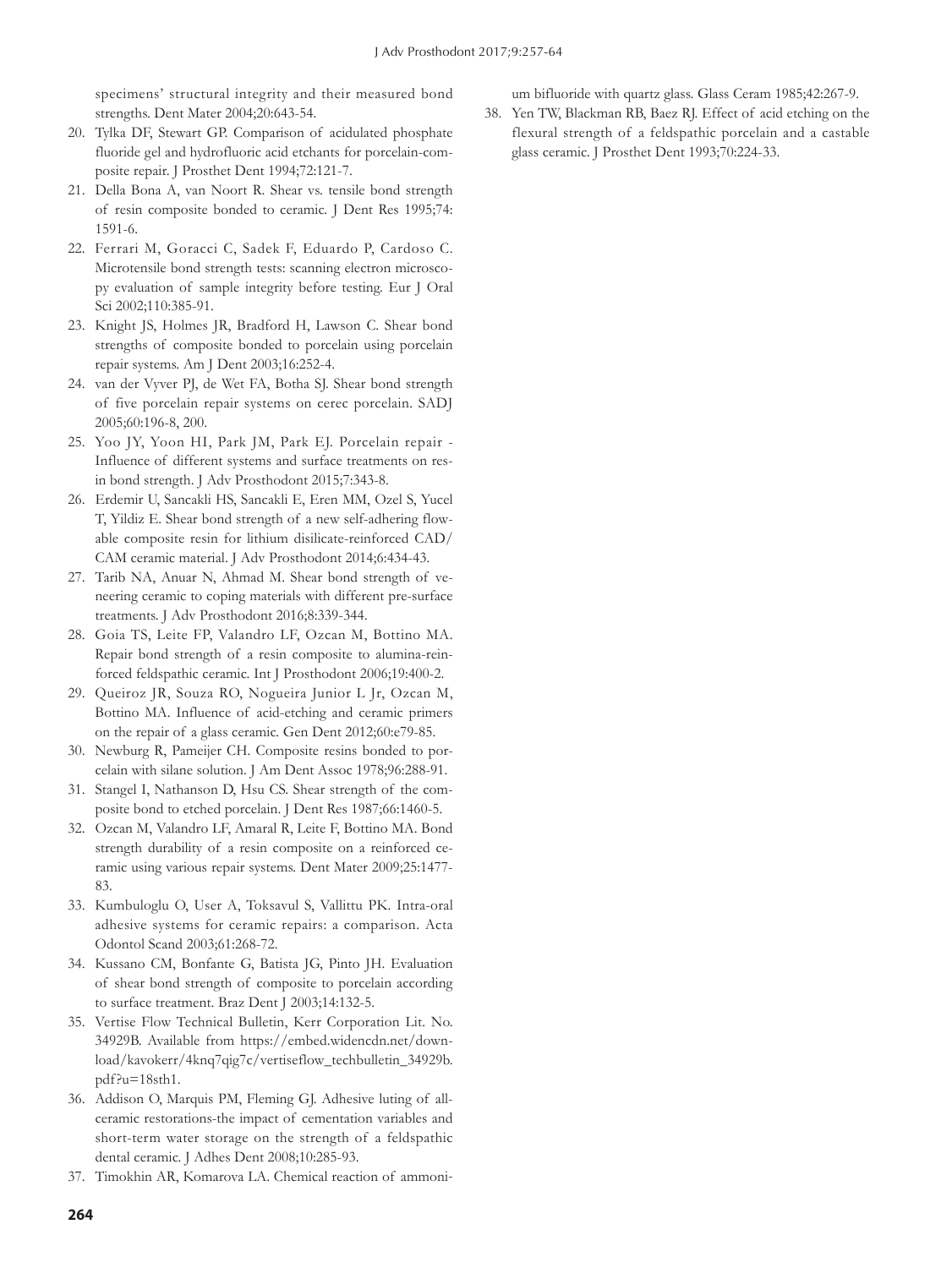specimens' structural integrity and their measured bond strengths. Dent Mater 2004;20:643-54.

20. Tylka DF, Stewart GP. Comparison of acidulated phosphate fluoride gel and hydrofluoric acid etchants for porcelain-composite repair. J Prosthet Dent 1994;72:121-7.
21. Della Bona A, van Noort R. Shear vs. tensile bond strength of resin composite bonded to ceramic. J Dent Res 1995;74:1591-6.
22. Ferrari M, Goracci C, Sadek F, Eduardo P, Cardoso C. Microtensile bond strength tests: scanning electron microscopy evaluation of sample integrity before testing. Eur J Oral Sci 2002;110:385-91.
23. Knight JS, Holmes JR, Bradford H, Lawson C. Shear bond strengths of composite bonded to porcelain using porcelain repair systems. Am J Dent 2003;16:252-4.
24. van der Vyver PJ, de Wet FA, Botha SJ. Shear bond strength of five porcelain repair systems on cerec porcelain. SADJ 2005;60:196-8, 200.
25. Yoo JY, Yoon HI, Park JM, Park EJ. Porcelain repair - Influence of different systems and surface treatments on resin bond strength. J Adv Prosthodont 2015;7:343-8.
26. Erdemir U, Sancakli HS, Sancakli E, Eren MM, Ozel S, Yucel T, Yildiz E. Shear bond strength of a new self-adhering flowable composite resin for lithium disilicate-reinforced CAD/CAM ceramic material. J Adv Prosthodont 2014;6:434-43.
27. Tarib NA, Anuar N, Ahmad M. Shear bond strength of veneering ceramic to coping materials with different pre-surface treatments. J Adv Prosthodont 2016;8:339-344.
28. Goia TS, Leite FP, Valandro LF, Ozcan M, Bottino MA. Repair bond strength of a resin composite to alumina-reinforced feldspathic ceramic. Int J Prosthodont 2006;19:400-2.
29. Queiroz JR, Souza RO, Nogueira Junior L Jr, Ozcan M, Bottino MA. Influence of acid-etching and ceramic primers on the repair of a glass ceramic. Gen Dent 2012;60:e79-85.
30. Newburg R, Pameijer CH. Composite resins bonded to porcelain with silane solution. J Am Dent Assoc 1978;96:288-91.
31. Stangel I, Nathanson D, Hsu CS. Shear strength of the composite bond to etched porcelain. J Dent Res 1987;66:1460-5.
32. Ozcan M, Valandro LF, Amaral R, Leite F, Bottino MA. Bond strength durability of a resin composite on a reinforced ceramic using various repair systems. Dent Mater 2009;25:1477-83.
33. Kumbuloglu O, User A, Toksavul S, Vallittu PK. Intra-oral adhesive systems for ceramic repairs: a comparison. Acta Odontol Scand 2003;61:268-72.
34. Kussano CM, Bonfante G, Batista JG, Pinto JH. Evaluation of shear bond strength of composite to porcelain according to surface treatment. Braz Dent J 2003;14:132-5.
35. Vertise Flow Technical Bulletin, Kerr Corporation Lit. No. 34929B. Available from https://embed.widencdn.net/download/kavokerr/4knq7qig7c/vertiseflow_techbulletin_34929b.pdf?u=18sth1.
36. Addison O, Marquis PM, Fleming GJ. Adhesive luting of all-ceramic restorations-the impact of cementation variables and short-term water storage on the strength of a feldspathic dental ceramic. J Adhes Dent 2008;10:285-93.
37. Timokhin AR, Komarova LA. Chemical reaction of ammonium bifluoride with quartz glass. Glass Ceram 1985;42:267-9.
38. Yen TW, Blackman RB, Baez RJ. Effect of acid etching on the flexural strength of a feldspathic porcelain and a castable glass ceramic. J Prosthet Dent 1993;70:224-33.